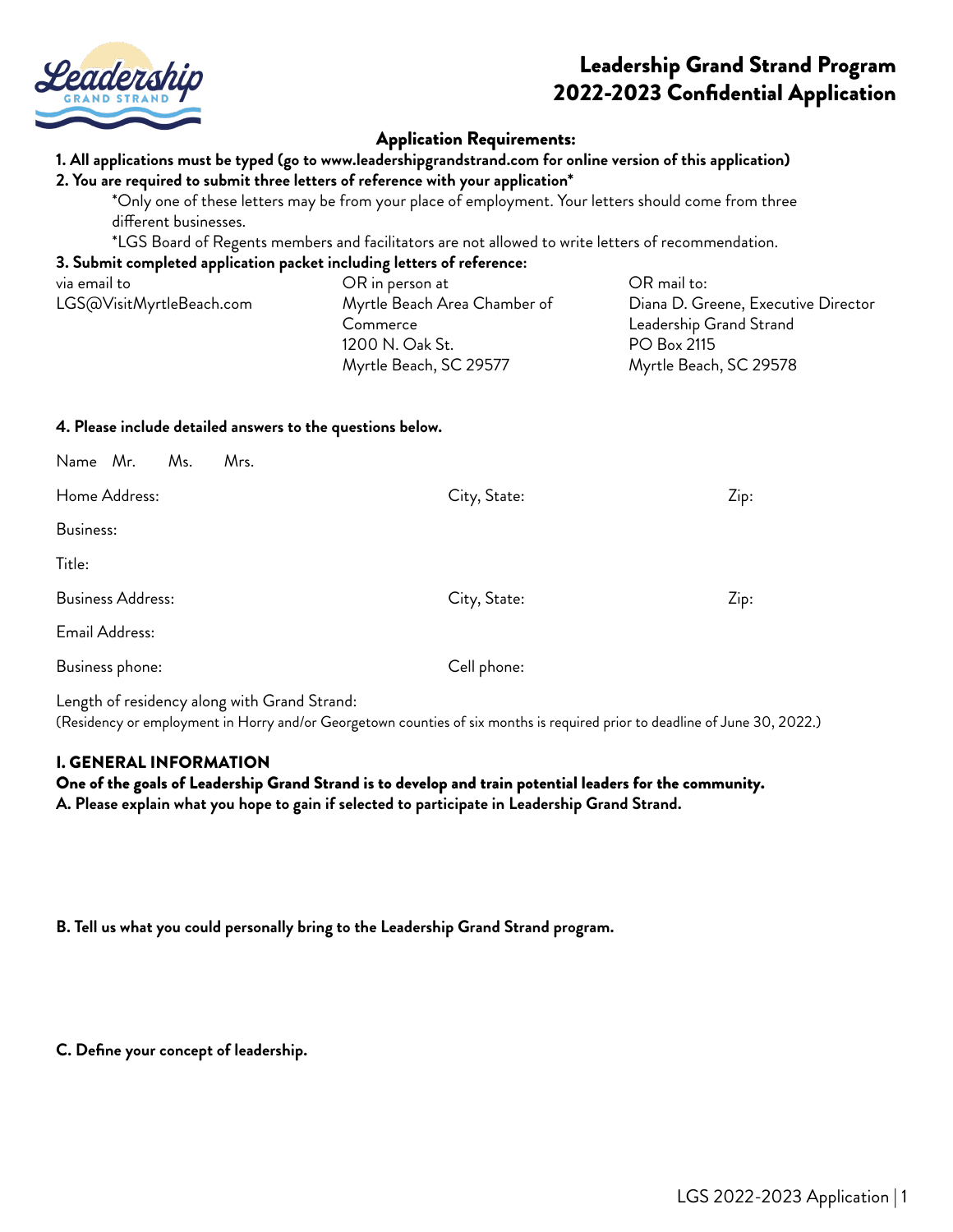# Leadership Grand Strand Program 2022-2023 Confidential Application

## Application Requirements:

**1. All applications must be typed (go to www.leadershipgrandstrand.com for online version of this application)**

**2. You are required to submit three letters of reference with your application***

*Only one of these letters may be from your place of employment. Your letters should come from three different businesses.

*LGS Board of Regents members and facilitators are not allowed to write letters of recommendation.

**3. Submit completed application packet including letters of reference:**

via email to
LGS@VisitMyrtleBeach.com

OR in person at
Myrtle Beach Area Chamber of Commerce
1200 N. Oak St.
Myrtle Beach, SC 29577

OR mail to:
Diana D. Greene, Executive Director
Leadership Grand Strand
PO Box 2115
Myrtle Beach, SC 29578

**4. Please include detailed answers to the questions below.**

Name Mr. Ms. Mrs.

Home Address: City, State: Zip:

Business:

Title:

Business Address: City, State: Zip:

Email Address:

Business phone: Cell phone:

Length of residency along with Grand Strand:
(Residency or employment in Horry and/or Georgetown counties of six months is required prior to deadline of June 30, 2022.)

## I. GENERAL INFORMATION

**One of the goals of Leadership Grand Strand is to develop and train potential leaders for the community.**

**A. Please explain what you hope to gain if selected to participate in Leadership Grand Strand.**

**B. Tell us what you could personally bring to the Leadership Grand Strand program.**

**C. Define your concept of leadership.**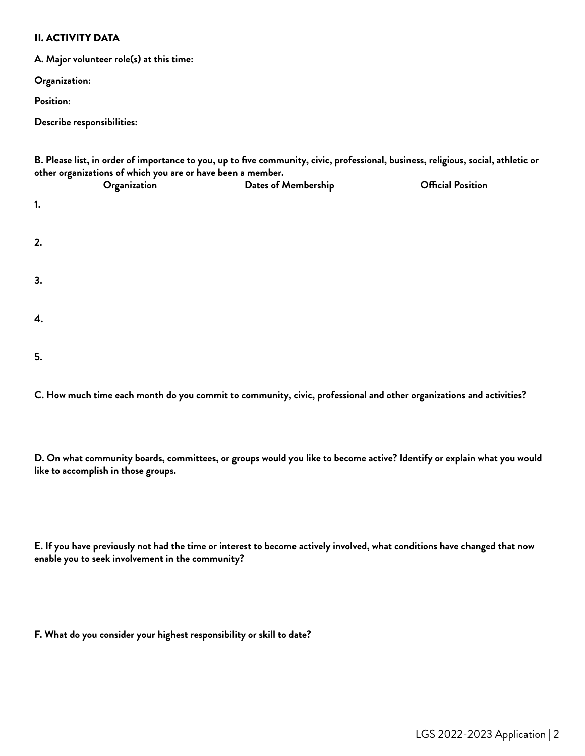## II. ACTIVITY DATA

**A. Major volunteer role(s) at this time:**

**Organization:**

**Position:**

**Describe responsibilities:**

**B. Please list, in order of importance to you, up to five community, civic, professional, business, religious, social, athletic or other organizations of which you are or have been a member.**

| | Organization | Dates of Membership | Official Position |
|---|---|---|---|
| 1. | | | |
| 2. | | | |
| 3. | | | |
| 4. | | | |
| 5. | | | |

**C. How much time each month do you commit to community, civic, professional and other organizations and activities?**

**D. On what community boards, committees, or groups would you like to become active? Identify or explain what you would like to accomplish in those groups.**

**E. If you have previously not had the time or interest to become actively involved, what conditions have changed that now enable you to seek involvement in the community?**

**F. What do you consider your highest responsibility or skill to date?**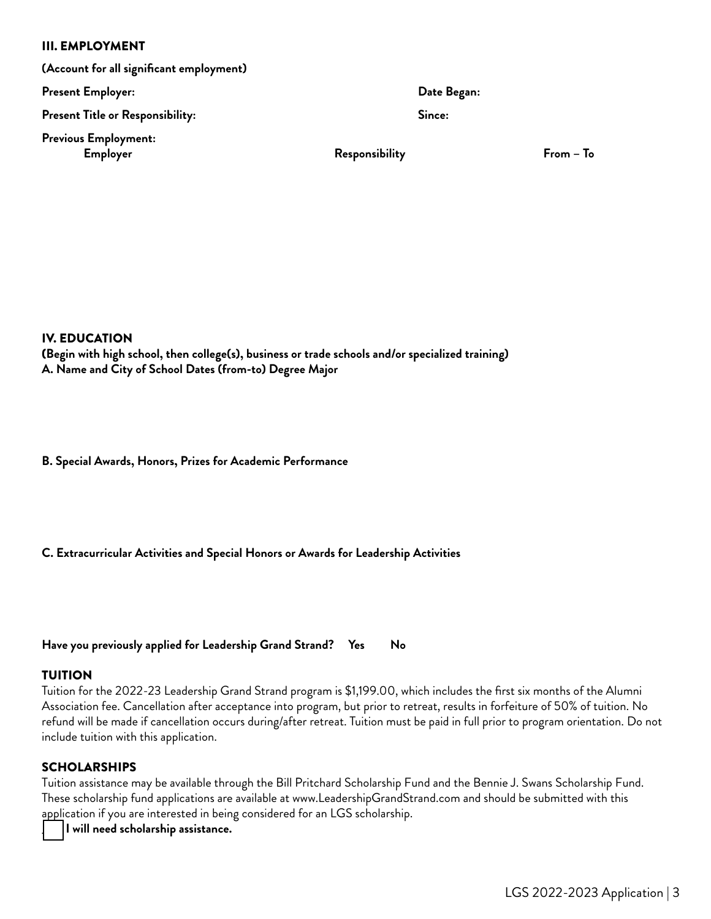## III. EMPLOYMENT

**(Account for all significant employment)**

**Present Employer:** **Date Began:**

**Present Title or Responsibility:** **Since:**

**Previous Employment:**

| Employer | Responsibility | From – To |
|---|---|---|

## IV. EDUCATION

**(Begin with high school, then college(s), business or trade schools and/or specialized training)**

**A. Name and City of School Dates (from-to) Degree Major**

**B. Special Awards, Honors, Prizes for Academic Performance**

**C. Extracurricular Activities and Special Honors or Awards for Leadership Activities**

**Have you previously applied for Leadership Grand Strand? Yes No**

## TUITION

Tuition for the 2022-23 Leadership Grand Strand program is $1,199.00, which includes the first six months of the Alumni Association fee. Cancellation after acceptance into program, but prior to retreat, results in forfeiture of 50% of tuition. No refund will be made if cancellation occurs during/after retreat. Tuition must be paid in full prior to program orientation. Do not include tuition with this application.

## SCHOLARSHIPS

Tuition assistance may be available through the Bill Pritchard Scholarship Fund and the Bennie J. Swans Scholarship Fund. These scholarship fund applications are available at www.LeadershipGrandStrand.com and should be submitted with this application if you are interested in being considered for an LGS scholarship.

☐ **I will need scholarship assistance.**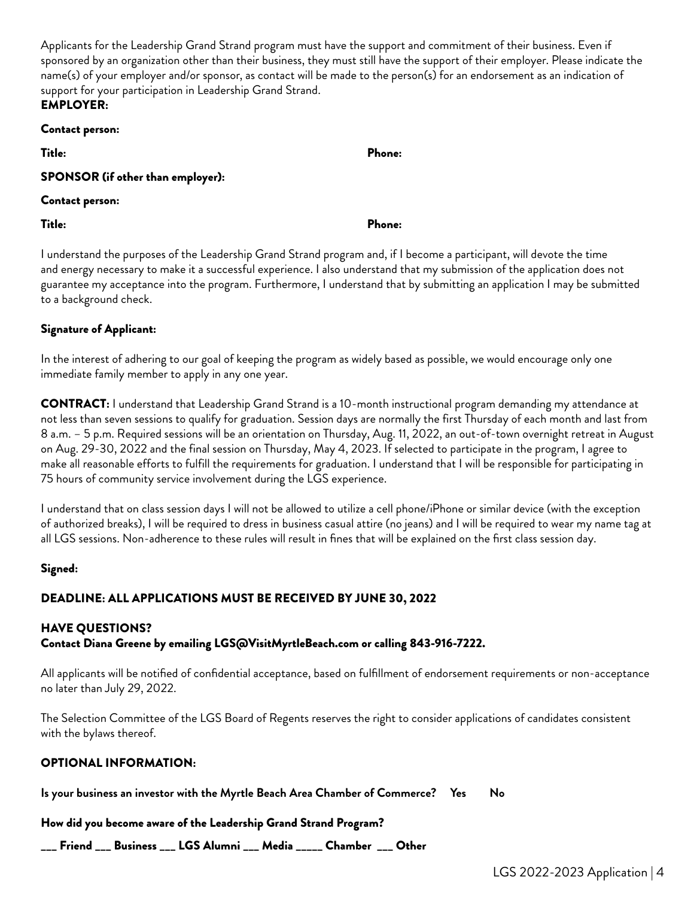Applicants for the Leadership Grand Strand program must have the support and commitment of their business. Even if sponsored by an organization other than their business, they must still have the support of their employer. Please indicate the name(s) of your employer and/or sponsor, as contact will be made to the person(s) for an endorsement as an indication of support for your participation in Leadership Grand Strand.

**EMPLOYER:**

**Contact person:**

**Title:** **Phone:**

**SPONSOR (if other than employer):**

**Contact person:**

**Title:** **Phone:**

I understand the purposes of the Leadership Grand Strand program and, if I become a participant, will devote the time and energy necessary to make it a successful experience. I also understand that my submission of the application does not guarantee my acceptance into the program. Furthermore, I understand that by submitting an application I may be submitted to a background check.

**Signature of Applicant:**

In the interest of adhering to our goal of keeping the program as widely based as possible, we would encourage only one immediate family member to apply in any one year.

**CONTRACT:** I understand that Leadership Grand Strand is a 10-month instructional program demanding my attendance at not less than seven sessions to qualify for graduation. Session days are normally the first Thursday of each month and last from 8 a.m. – 5 p.m. Required sessions will be an orientation on Thursday, Aug. 11, 2022, an out-of-town overnight retreat in August on Aug. 29-30, 2022 and the final session on Thursday, May 4, 2023. If selected to participate in the program, I agree to make all reasonable efforts to fulfill the requirements for graduation. I understand that I will be responsible for participating in 75 hours of community service involvement during the LGS experience.

I understand that on class session days I will not be allowed to utilize a cell phone/iPhone or similar device (with the exception of authorized breaks), I will be required to dress in business casual attire (no jeans) and I will be required to wear my name tag at all LGS sessions. Non-adherence to these rules will result in fines that will be explained on the first class session day.

**Signed:**

**DEADLINE: ALL APPLICATIONS MUST BE RECEIVED BY JUNE 30, 2022**

**HAVE QUESTIONS?**
**Contact Diana Greene by emailing LGS@VisitMyrtleBeach.com or calling 843-916-7222.**

All applicants will be notified of confidential acceptance, based on fulfillment of endorsement requirements or non-acceptance no later than July 29, 2022.

The Selection Committee of the LGS Board of Regents reserves the right to consider applications of candidates consistent with the bylaws thereof.

**OPTIONAL INFORMATION:**

**Is your business an investor with the Myrtle Beach Area Chamber of Commerce? Yes No**

**How did you become aware of the Leadership Grand Strand Program?**

**___ Friend ___ Business ___ LGS Alumni ___ Media _____ Chamber ___ Other**